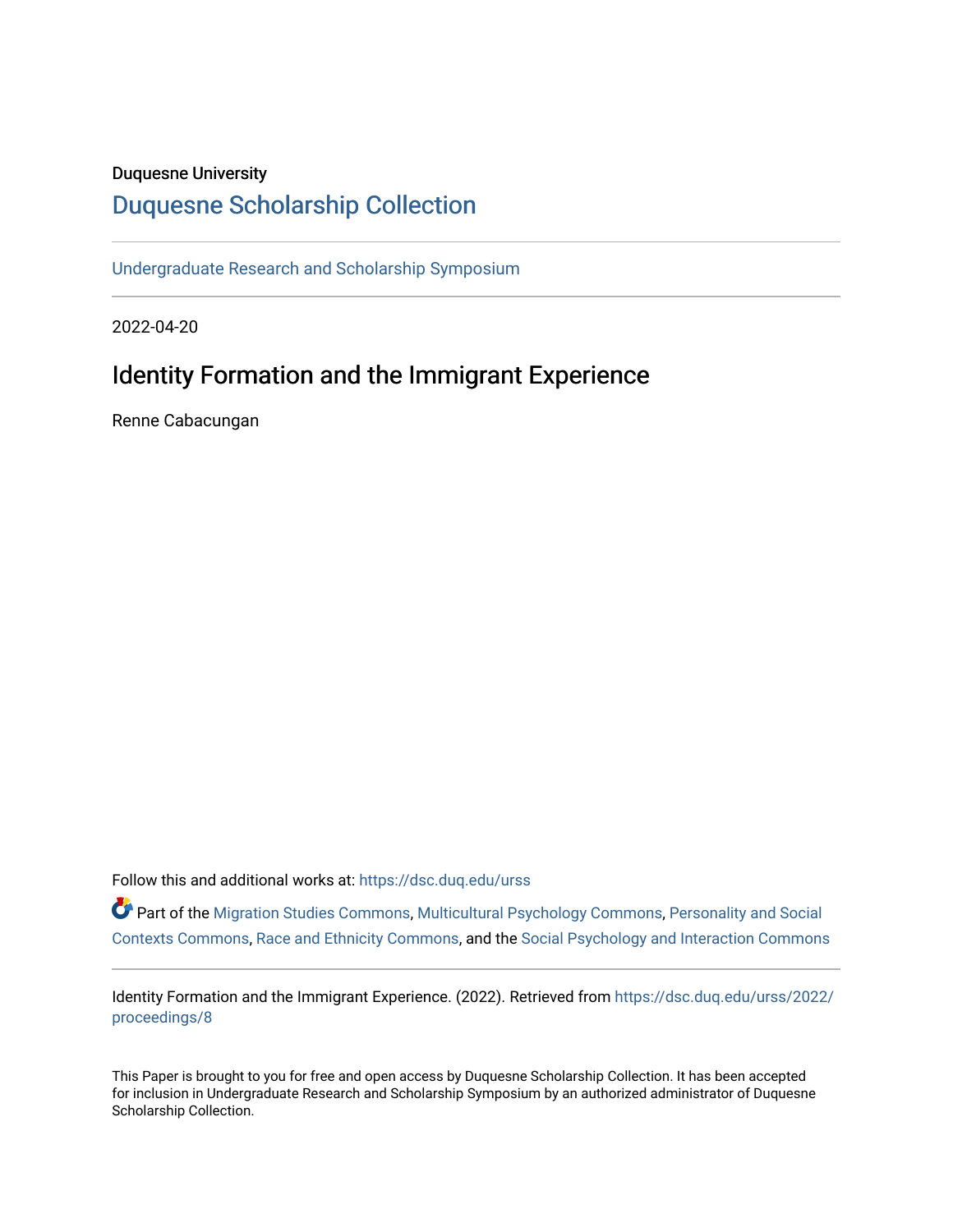Duquesne University

# Duquesne Scholarship Collection

Undergraduate Research and Scholarship Symposium

2022-04-20

## Identity Formation and the Immigrant Experience

Renne Cabacungan

Follow this and additional works at: https://dsc.duq.edu/urss

Part of the Migration Studies Commons, Multicultural Psychology Commons, Personality and Social Contexts Commons, Race and Ethnicity Commons, and the Social Psychology and Interaction Commons

Identity Formation and the Immigrant Experience. (2022). Retrieved from https://dsc.duq.edu/urss/2022/proceedings/8

This Paper is brought to you for free and open access by Duquesne Scholarship Collection. It has been accepted for inclusion in Undergraduate Research and Scholarship Symposium by an authorized administrator of Duquesne Scholarship Collection.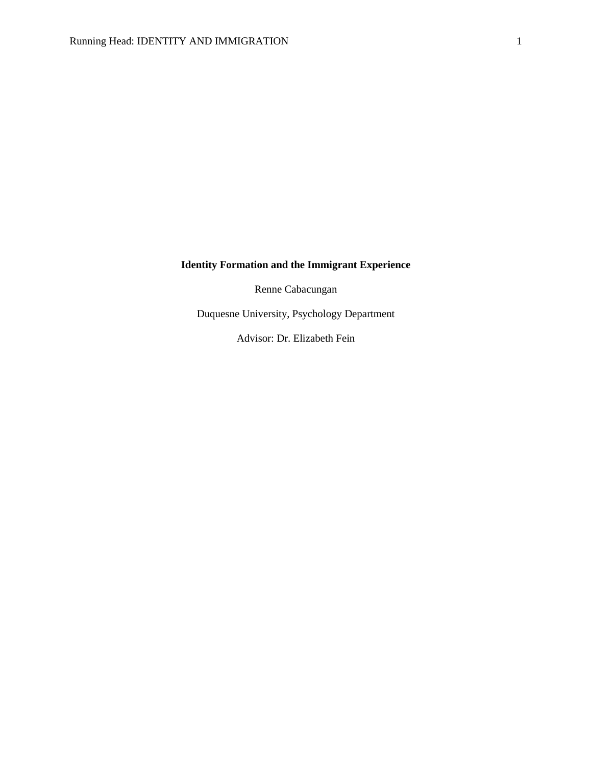**Identity Formation and the Immigrant Experience**

Renne Cabacungan

Duquesne University, Psychology Department

Advisor: Dr. Elizabeth Fein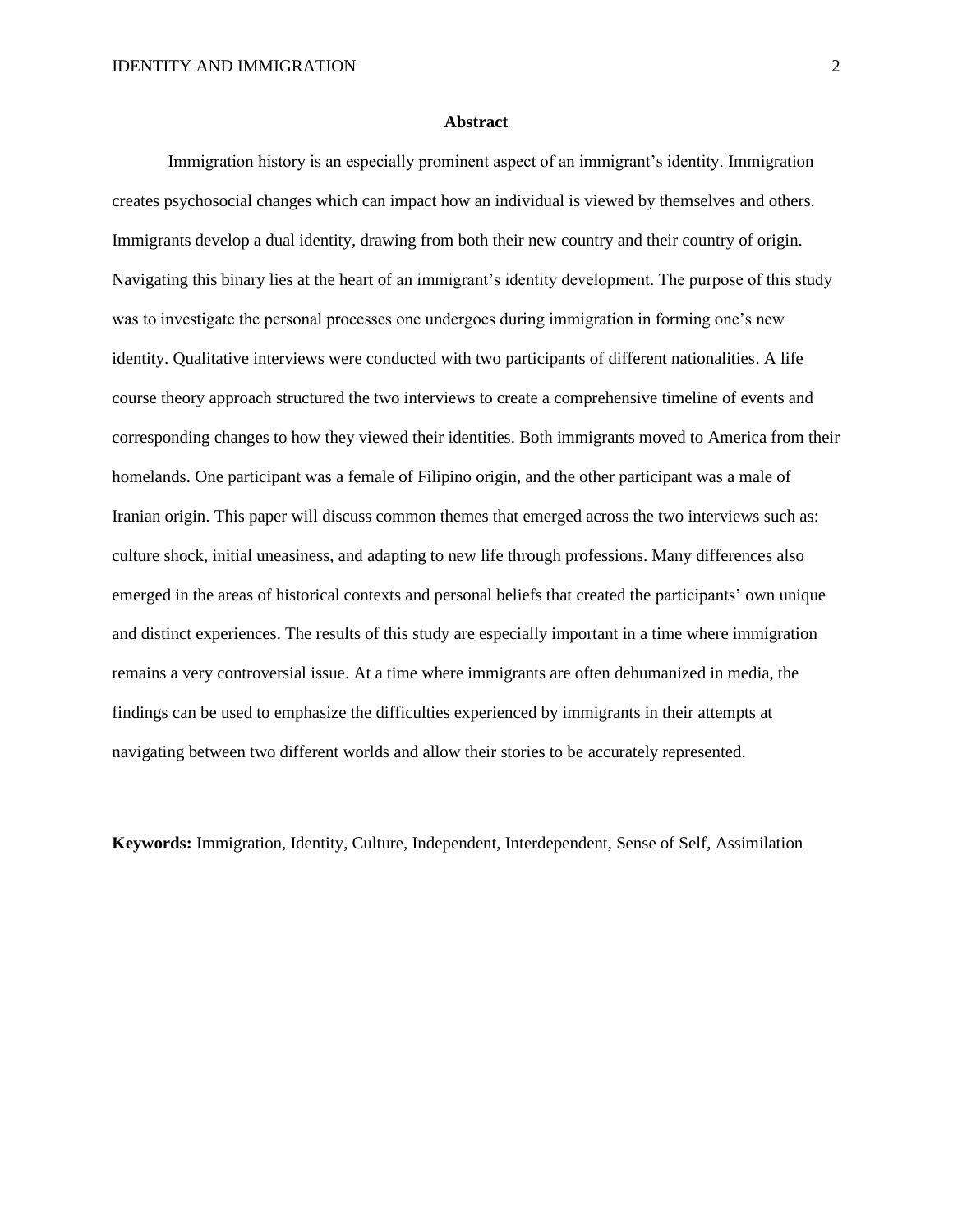## Abstract

Immigration history is an especially prominent aspect of an immigrant's identity. Immigration creates psychosocial changes which can impact how an individual is viewed by themselves and others. Immigrants develop a dual identity, drawing from both their new country and their country of origin. Navigating this binary lies at the heart of an immigrant's identity development. The purpose of this study was to investigate the personal processes one undergoes during immigration in forming one's new identity. Qualitative interviews were conducted with two participants of different nationalities. A life course theory approach structured the two interviews to create a comprehensive timeline of events and corresponding changes to how they viewed their identities. Both immigrants moved to America from their homelands. One participant was a female of Filipino origin, and the other participant was a male of Iranian origin. This paper will discuss common themes that emerged across the two interviews such as: culture shock, initial uneasiness, and adapting to new life through professions. Many differences also emerged in the areas of historical contexts and personal beliefs that created the participants' own unique and distinct experiences. The results of this study are especially important in a time where immigration remains a very controversial issue. At a time where immigrants are often dehumanized in media, the findings can be used to emphasize the difficulties experienced by immigrants in their attempts at navigating between two different worlds and allow their stories to be accurately represented.

**Keywords:** Immigration, Identity, Culture, Independent, Interdependent, Sense of Self, Assimilation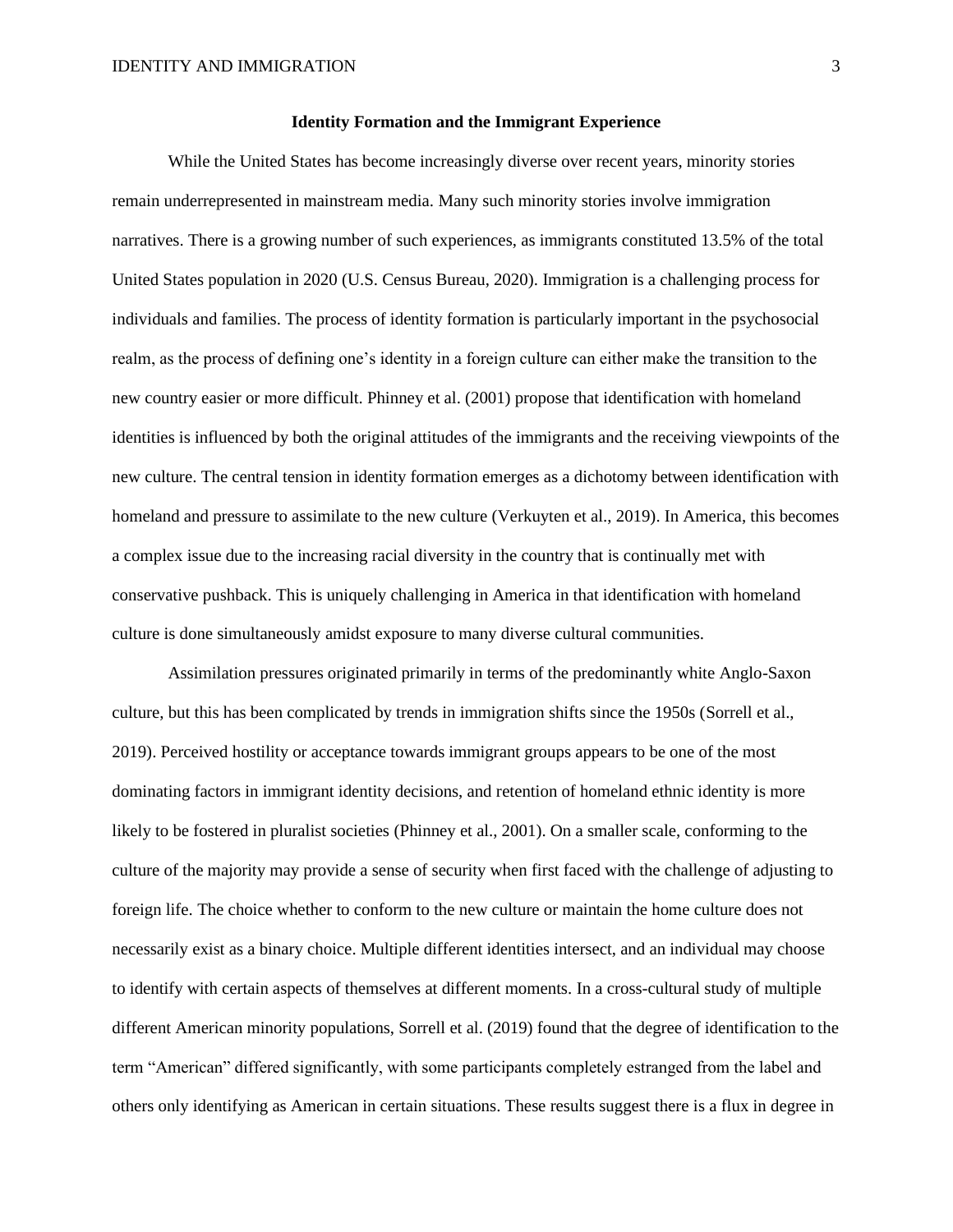## Identity Formation and the Immigrant Experience

While the United States has become increasingly diverse over recent years, minority stories remain underrepresented in mainstream media. Many such minority stories involve immigration narratives. There is a growing number of such experiences, as immigrants constituted 13.5% of the total United States population in 2020 (U.S. Census Bureau, 2020). Immigration is a challenging process for individuals and families. The process of identity formation is particularly important in the psychosocial realm, as the process of defining one's identity in a foreign culture can either make the transition to the new country easier or more difficult. Phinney et al. (2001) propose that identification with homeland identities is influenced by both the original attitudes of the immigrants and the receiving viewpoints of the new culture. The central tension in identity formation emerges as a dichotomy between identification with homeland and pressure to assimilate to the new culture (Verkuyten et al., 2019). In America, this becomes a complex issue due to the increasing racial diversity in the country that is continually met with conservative pushback. This is uniquely challenging in America in that identification with homeland culture is done simultaneously amidst exposure to many diverse cultural communities.

Assimilation pressures originated primarily in terms of the predominantly white Anglo-Saxon culture, but this has been complicated by trends in immigration shifts since the 1950s (Sorrell et al., 2019). Perceived hostility or acceptance towards immigrant groups appears to be one of the most dominating factors in immigrant identity decisions, and retention of homeland ethnic identity is more likely to be fostered in pluralist societies (Phinney et al., 2001). On a smaller scale, conforming to the culture of the majority may provide a sense of security when first faced with the challenge of adjusting to foreign life. The choice whether to conform to the new culture or maintain the home culture does not necessarily exist as a binary choice. Multiple different identities intersect, and an individual may choose to identify with certain aspects of themselves at different moments. In a cross-cultural study of multiple different American minority populations, Sorrell et al. (2019) found that the degree of identification to the term "American" differed significantly, with some participants completely estranged from the label and others only identifying as American in certain situations. These results suggest there is a flux in degree in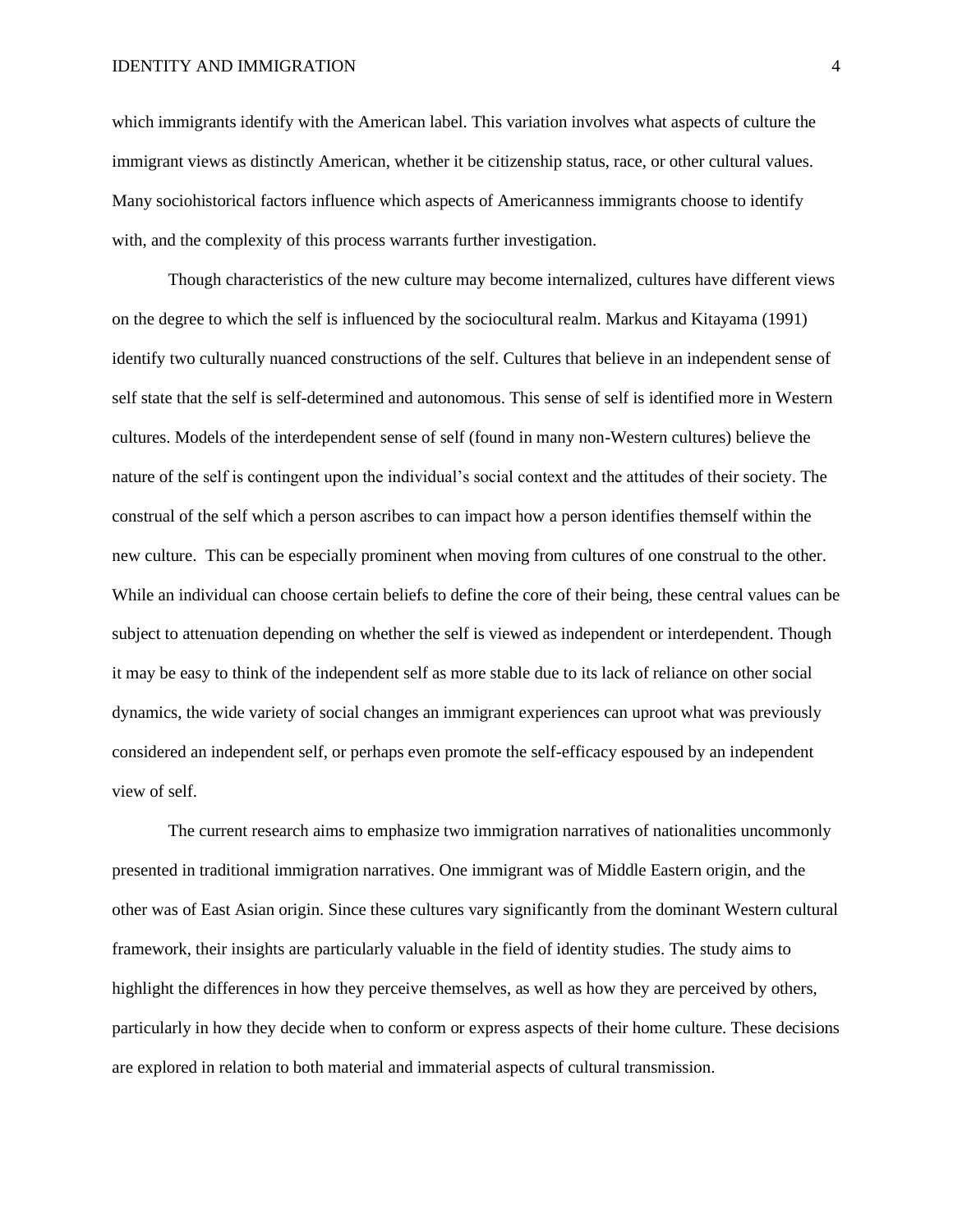which immigrants identify with the American label. This variation involves what aspects of culture the immigrant views as distinctly American, whether it be citizenship status, race, or other cultural values. Many sociohistorical factors influence which aspects of Americanness immigrants choose to identify with, and the complexity of this process warrants further investigation.

Though characteristics of the new culture may become internalized, cultures have different views on the degree to which the self is influenced by the sociocultural realm. Markus and Kitayama (1991) identify two culturally nuanced constructions of the self. Cultures that believe in an independent sense of self state that the self is self-determined and autonomous. This sense of self is identified more in Western cultures. Models of the interdependent sense of self (found in many non-Western cultures) believe the nature of the self is contingent upon the individual's social context and the attitudes of their society. The construal of the self which a person ascribes to can impact how a person identifies themself within the new culture. This can be especially prominent when moving from cultures of one construal to the other. While an individual can choose certain beliefs to define the core of their being, these central values can be subject to attenuation depending on whether the self is viewed as independent or interdependent. Though it may be easy to think of the independent self as more stable due to its lack of reliance on other social dynamics, the wide variety of social changes an immigrant experiences can uproot what was previously considered an independent self, or perhaps even promote the self-efficacy espoused by an independent view of self.

The current research aims to emphasize two immigration narratives of nationalities uncommonly presented in traditional immigration narratives. One immigrant was of Middle Eastern origin, and the other was of East Asian origin. Since these cultures vary significantly from the dominant Western cultural framework, their insights are particularly valuable in the field of identity studies. The study aims to highlight the differences in how they perceive themselves, as well as how they are perceived by others, particularly in how they decide when to conform or express aspects of their home culture. These decisions are explored in relation to both material and immaterial aspects of cultural transmission.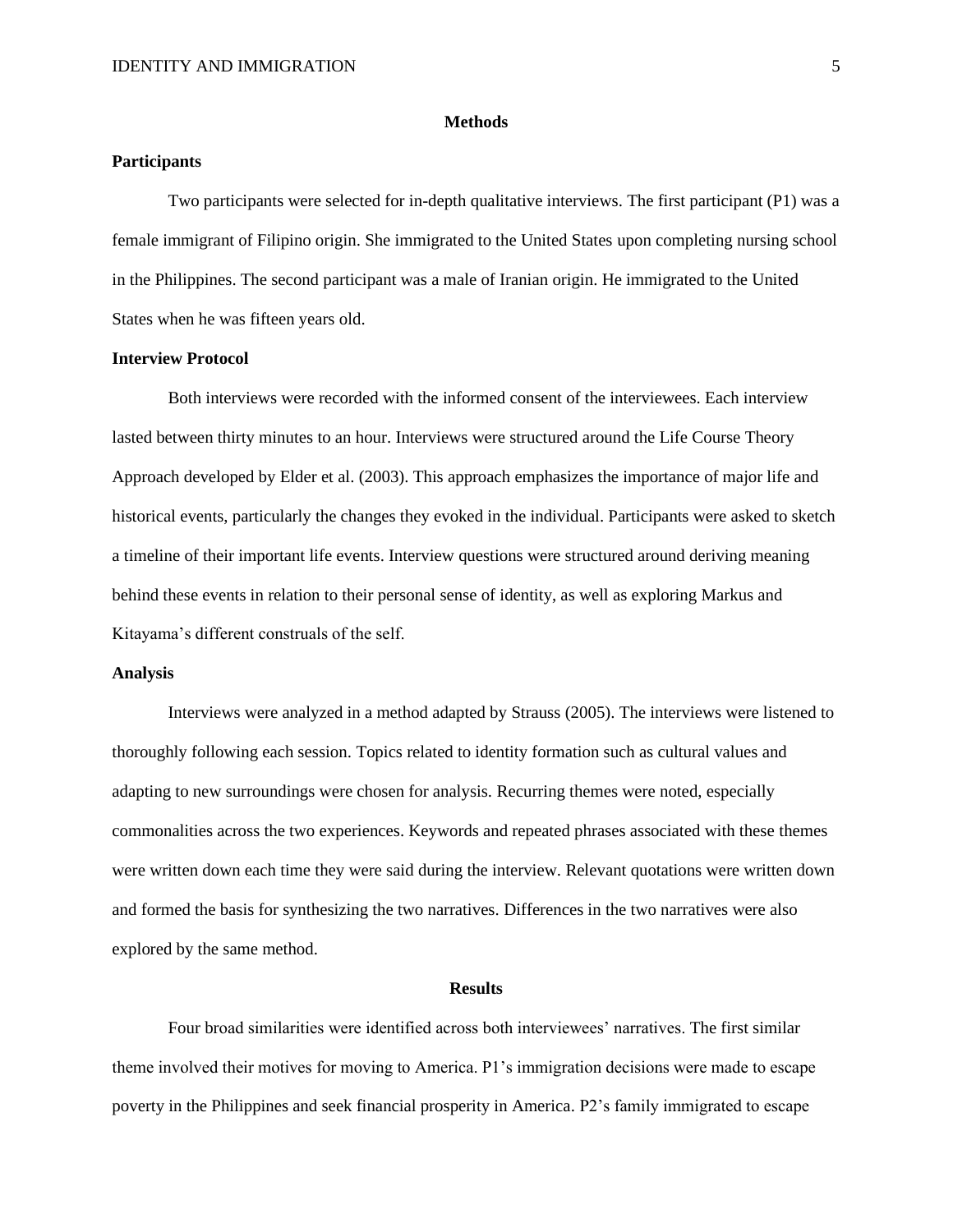## Methods

### Participants

Two participants were selected for in-depth qualitative interviews. The first participant (P1) was a female immigrant of Filipino origin. She immigrated to the United States upon completing nursing school in the Philippines. The second participant was a male of Iranian origin. He immigrated to the United States when he was fifteen years old.

### Interview Protocol

Both interviews were recorded with the informed consent of the interviewees. Each interview lasted between thirty minutes to an hour. Interviews were structured around the Life Course Theory Approach developed by Elder et al. (2003). This approach emphasizes the importance of major life and historical events, particularly the changes they evoked in the individual. Participants were asked to sketch a timeline of their important life events. Interview questions were structured around deriving meaning behind these events in relation to their personal sense of identity, as well as exploring Markus and Kitayama's different construals of the self.

### Analysis

Interviews were analyzed in a method adapted by Strauss (2005). The interviews were listened to thoroughly following each session. Topics related to identity formation such as cultural values and adapting to new surroundings were chosen for analysis. Recurring themes were noted, especially commonalities across the two experiences. Keywords and repeated phrases associated with these themes were written down each time they were said during the interview. Relevant quotations were written down and formed the basis for synthesizing the two narratives. Differences in the two narratives were also explored by the same method.

## Results

Four broad similarities were identified across both interviewees' narratives. The first similar theme involved their motives for moving to America. P1's immigration decisions were made to escape poverty in the Philippines and seek financial prosperity in America. P2's family immigrated to escape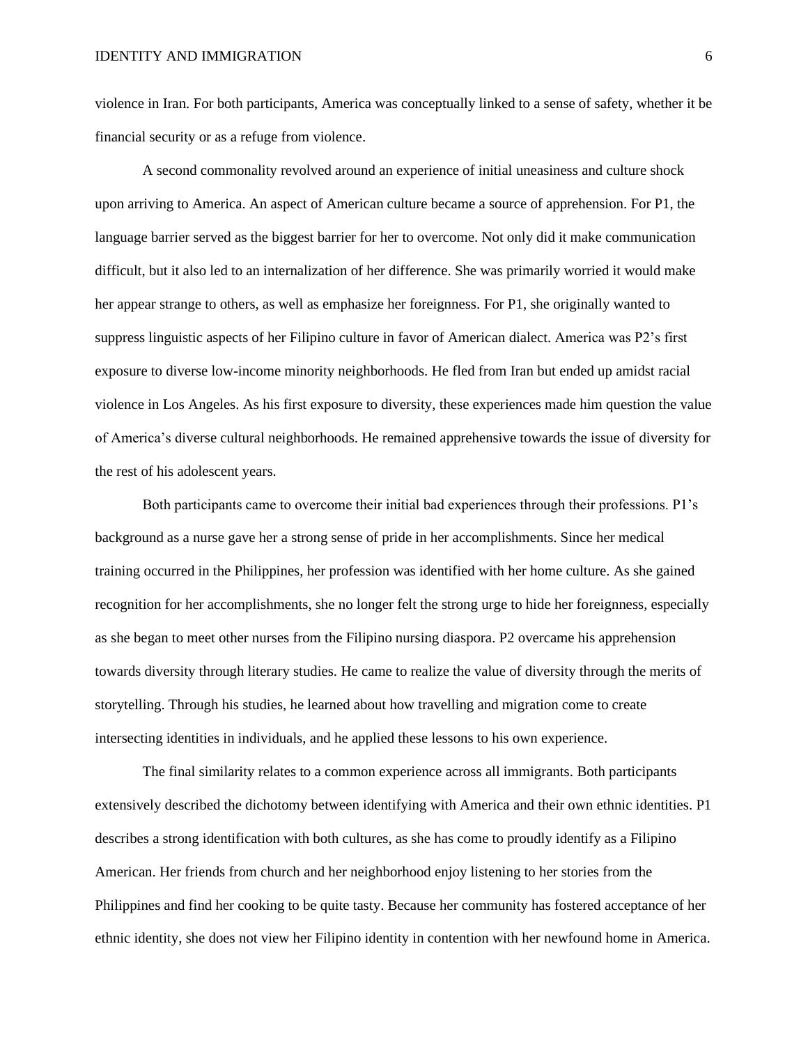violence in Iran. For both participants, America was conceptually linked to a sense of safety, whether it be financial security or as a refuge from violence.

A second commonality revolved around an experience of initial uneasiness and culture shock upon arriving to America. An aspect of American culture became a source of apprehension. For P1, the language barrier served as the biggest barrier for her to overcome. Not only did it make communication difficult, but it also led to an internalization of her difference. She was primarily worried it would make her appear strange to others, as well as emphasize her foreignness. For P1, she originally wanted to suppress linguistic aspects of her Filipino culture in favor of American dialect. America was P2's first exposure to diverse low-income minority neighborhoods. He fled from Iran but ended up amidst racial violence in Los Angeles. As his first exposure to diversity, these experiences made him question the value of America's diverse cultural neighborhoods. He remained apprehensive towards the issue of diversity for the rest of his adolescent years.

Both participants came to overcome their initial bad experiences through their professions. P1's background as a nurse gave her a strong sense of pride in her accomplishments. Since her medical training occurred in the Philippines, her profession was identified with her home culture. As she gained recognition for her accomplishments, she no longer felt the strong urge to hide her foreignness, especially as she began to meet other nurses from the Filipino nursing diaspora. P2 overcame his apprehension towards diversity through literary studies. He came to realize the value of diversity through the merits of storytelling. Through his studies, he learned about how travelling and migration come to create intersecting identities in individuals, and he applied these lessons to his own experience.

The final similarity relates to a common experience across all immigrants. Both participants extensively described the dichotomy between identifying with America and their own ethnic identities. P1 describes a strong identification with both cultures, as she has come to proudly identify as a Filipino American. Her friends from church and her neighborhood enjoy listening to her stories from the Philippines and find her cooking to be quite tasty. Because her community has fostered acceptance of her ethnic identity, she does not view her Filipino identity in contention with her newfound home in America.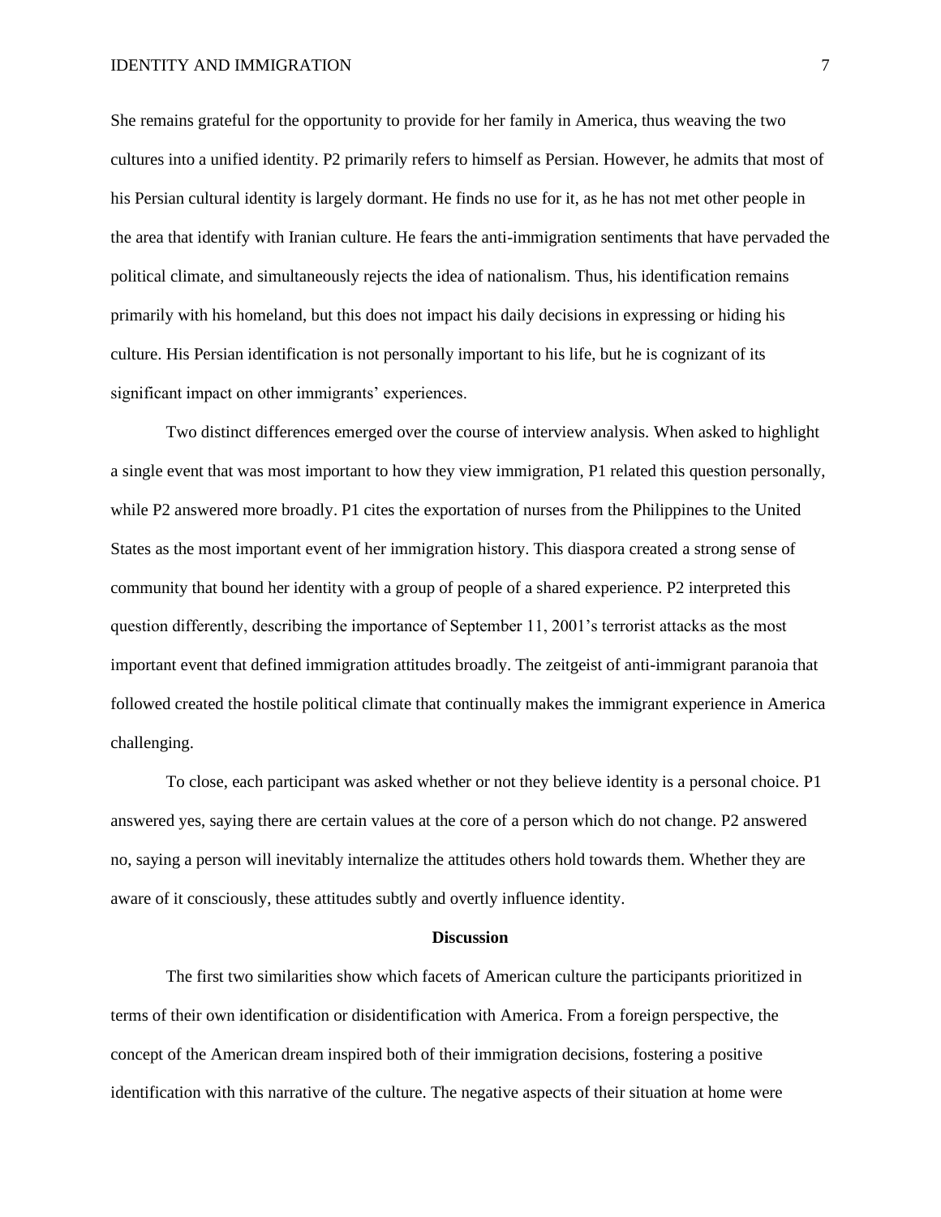She remains grateful for the opportunity to provide for her family in America, thus weaving the two cultures into a unified identity. P2 primarily refers to himself as Persian. However, he admits that most of his Persian cultural identity is largely dormant. He finds no use for it, as he has not met other people in the area that identify with Iranian culture. He fears the anti-immigration sentiments that have pervaded the political climate, and simultaneously rejects the idea of nationalism. Thus, his identification remains primarily with his homeland, but this does not impact his daily decisions in expressing or hiding his culture. His Persian identification is not personally important to his life, but he is cognizant of its significant impact on other immigrants' experiences.

Two distinct differences emerged over the course of interview analysis. When asked to highlight a single event that was most important to how they view immigration, P1 related this question personally, while P2 answered more broadly. P1 cites the exportation of nurses from the Philippines to the United States as the most important event of her immigration history. This diaspora created a strong sense of community that bound her identity with a group of people of a shared experience. P2 interpreted this question differently, describing the importance of September 11, 2001's terrorist attacks as the most important event that defined immigration attitudes broadly. The zeitgeist of anti-immigrant paranoia that followed created the hostile political climate that continually makes the immigrant experience in America challenging.

To close, each participant was asked whether or not they believe identity is a personal choice. P1 answered yes, saying there are certain values at the core of a person which do not change. P2 answered no, saying a person will inevitably internalize the attitudes others hold towards them. Whether they are aware of it consciously, these attitudes subtly and overtly influence identity.

## Discussion

The first two similarities show which facets of American culture the participants prioritized in terms of their own identification or disidentification with America. From a foreign perspective, the concept of the American dream inspired both of their immigration decisions, fostering a positive identification with this narrative of the culture. The negative aspects of their situation at home were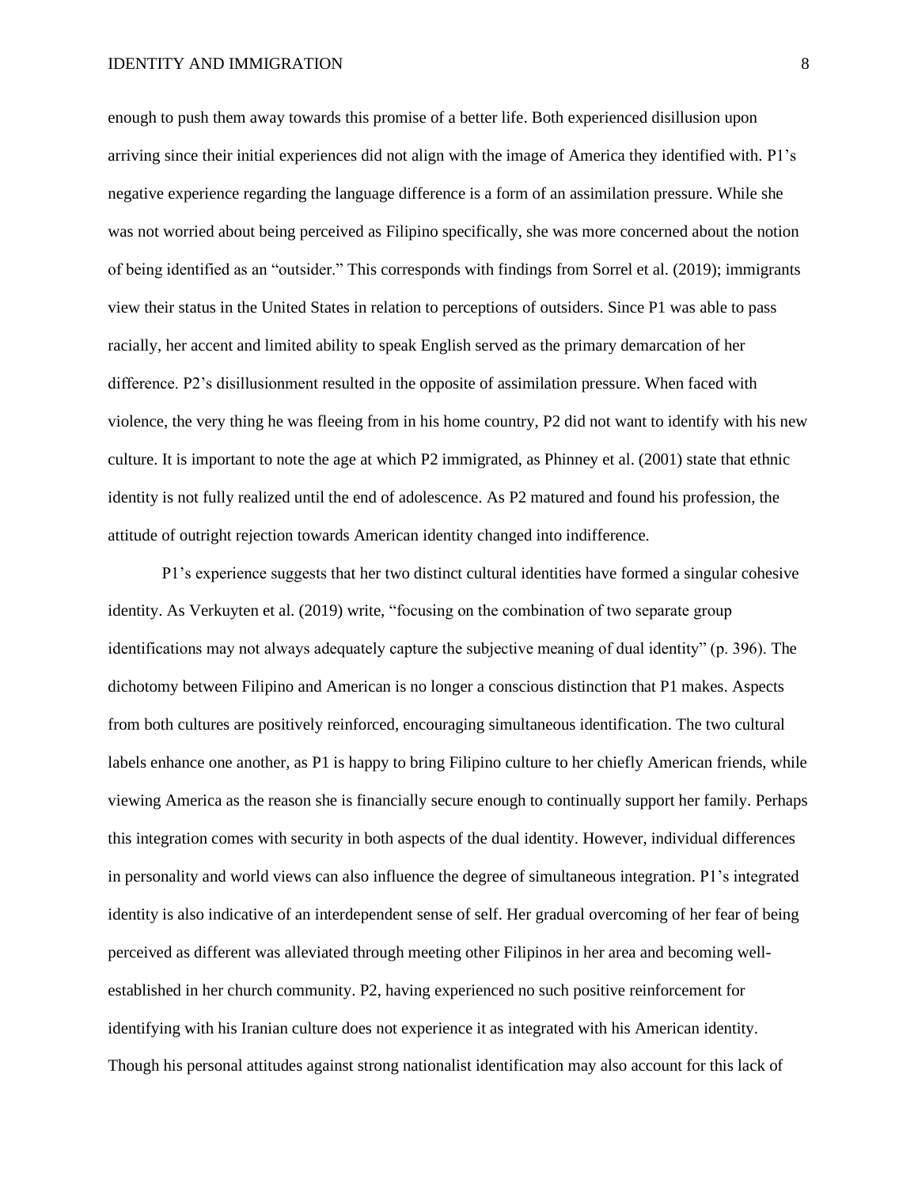enough to push them away towards this promise of a better life. Both experienced disillusion upon arriving since their initial experiences did not align with the image of America they identified with. P1's negative experience regarding the language difference is a form of an assimilation pressure. While she was not worried about being perceived as Filipino specifically, she was more concerned about the notion of being identified as an "outsider." This corresponds with findings from Sorrel et al. (2019); immigrants view their status in the United States in relation to perceptions of outsiders. Since P1 was able to pass racially, her accent and limited ability to speak English served as the primary demarcation of her difference. P2's disillusionment resulted in the opposite of assimilation pressure. When faced with violence, the very thing he was fleeing from in his home country, P2 did not want to identify with his new culture. It is important to note the age at which P2 immigrated, as Phinney et al. (2001) state that ethnic identity is not fully realized until the end of adolescence. As P2 matured and found his profession, the attitude of outright rejection towards American identity changed into indifference.

P1's experience suggests that her two distinct cultural identities have formed a singular cohesive identity. As Verkuyten et al. (2019) write, "focusing on the combination of two separate group identifications may not always adequately capture the subjective meaning of dual identity" (p. 396). The dichotomy between Filipino and American is no longer a conscious distinction that P1 makes. Aspects from both cultures are positively reinforced, encouraging simultaneous identification. The two cultural labels enhance one another, as P1 is happy to bring Filipino culture to her chiefly American friends, while viewing America as the reason she is financially secure enough to continually support her family. Perhaps this integration comes with security in both aspects of the dual identity. However, individual differences in personality and world views can also influence the degree of simultaneous integration. P1's integrated identity is also indicative of an interdependent sense of self. Her gradual overcoming of her fear of being perceived as different was alleviated through meeting other Filipinos in her area and becoming well-established in her church community. P2, having experienced no such positive reinforcement for identifying with his Iranian culture does not experience it as integrated with his American identity. Though his personal attitudes against strong nationalist identification may also account for this lack of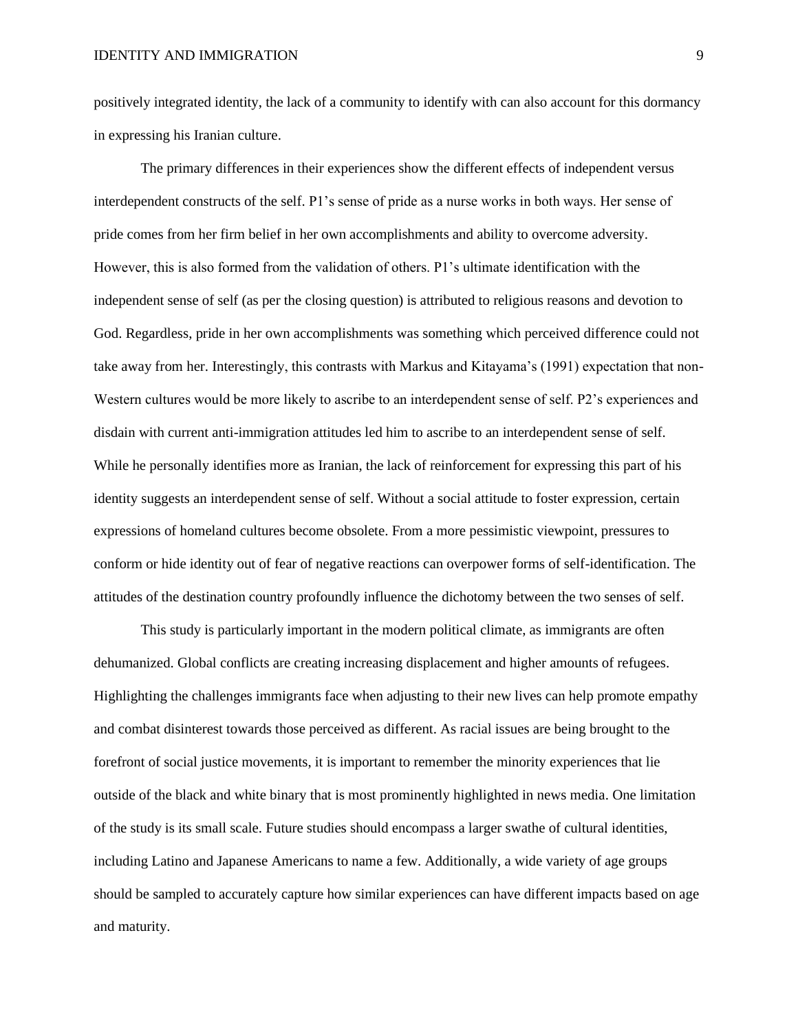positively integrated identity, the lack of a community to identify with can also account for this dormancy in expressing his Iranian culture.

The primary differences in their experiences show the different effects of independent versus interdependent constructs of the self. P1's sense of pride as a nurse works in both ways. Her sense of pride comes from her firm belief in her own accomplishments and ability to overcome adversity. However, this is also formed from the validation of others. P1's ultimate identification with the independent sense of self (as per the closing question) is attributed to religious reasons and devotion to God. Regardless, pride in her own accomplishments was something which perceived difference could not take away from her. Interestingly, this contrasts with Markus and Kitayama's (1991) expectation that non-Western cultures would be more likely to ascribe to an interdependent sense of self. P2's experiences and disdain with current anti-immigration attitudes led him to ascribe to an interdependent sense of self. While he personally identifies more as Iranian, the lack of reinforcement for expressing this part of his identity suggests an interdependent sense of self. Without a social attitude to foster expression, certain expressions of homeland cultures become obsolete. From a more pessimistic viewpoint, pressures to conform or hide identity out of fear of negative reactions can overpower forms of self-identification. The attitudes of the destination country profoundly influence the dichotomy between the two senses of self.

This study is particularly important in the modern political climate, as immigrants are often dehumanized. Global conflicts are creating increasing displacement and higher amounts of refugees. Highlighting the challenges immigrants face when adjusting to their new lives can help promote empathy and combat disinterest towards those perceived as different. As racial issues are being brought to the forefront of social justice movements, it is important to remember the minority experiences that lie outside of the black and white binary that is most prominently highlighted in news media. One limitation of the study is its small scale. Future studies should encompass a larger swathe of cultural identities, including Latino and Japanese Americans to name a few. Additionally, a wide variety of age groups should be sampled to accurately capture how similar experiences can have different impacts based on age and maturity.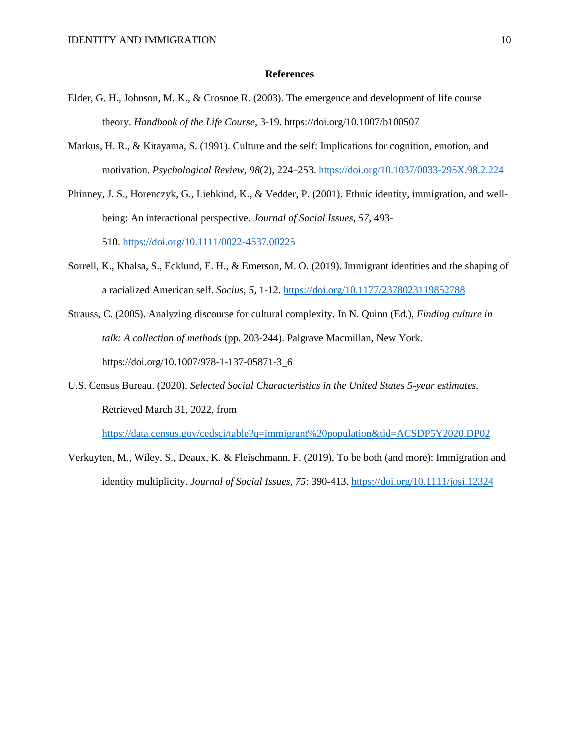# References

Elder, G. H., Johnson, M. K., & Crosnoe R. (2003). The emergence and development of life course theory. *Handbook of the Life Course*, 3-19. https://doi.org/10.1007/b100507

Markus, H. R., & Kitayama, S. (1991). Culture and the self: Implications for cognition, emotion, and motivation. *Psychological Review*, *98*(2), 224–253. https://doi.org/10.1037/0033-295X.98.2.224

Phinney, J. S., Horenczyk, G., Liebkind, K., & Vedder, P. (2001). Ethnic identity, immigration, and well-being: An interactional perspective. *Journal of Social Issues*, *57*, 493-510. https://doi.org/10.1111/0022-4537.00225

Sorrell, K., Khalsa, S., Ecklund, E. H., & Emerson, M. O. (2019). Immigrant identities and the shaping of a racialized American self. *Socius*, *5*, 1-12. https://doi.org/10.1177/2378023119852788

Strauss, C. (2005). Analyzing discourse for cultural complexity. In N. Quinn (Ed.), *Finding culture in talk: A collection of methods* (pp. 203-244). Palgrave Macmillan, New York. https://doi.org/10.1007/978-1-137-05871-3_6

U.S. Census Bureau. (2020). *Selected Social Characteristics in the United States 5-year estimates.* Retrieved March 31, 2022, from https://data.census.gov/cedsci/table?q=immigrant%20population&tid=ACSDP5Y2020.DP02

Verkuyten, M., Wiley, S., Deaux, K. & Fleischmann, F. (2019), To be both (and more): Immigration and identity multiplicity. *Journal of Social Issues*, *75*: 390-413. https://doi.org/10.1111/josi.12324